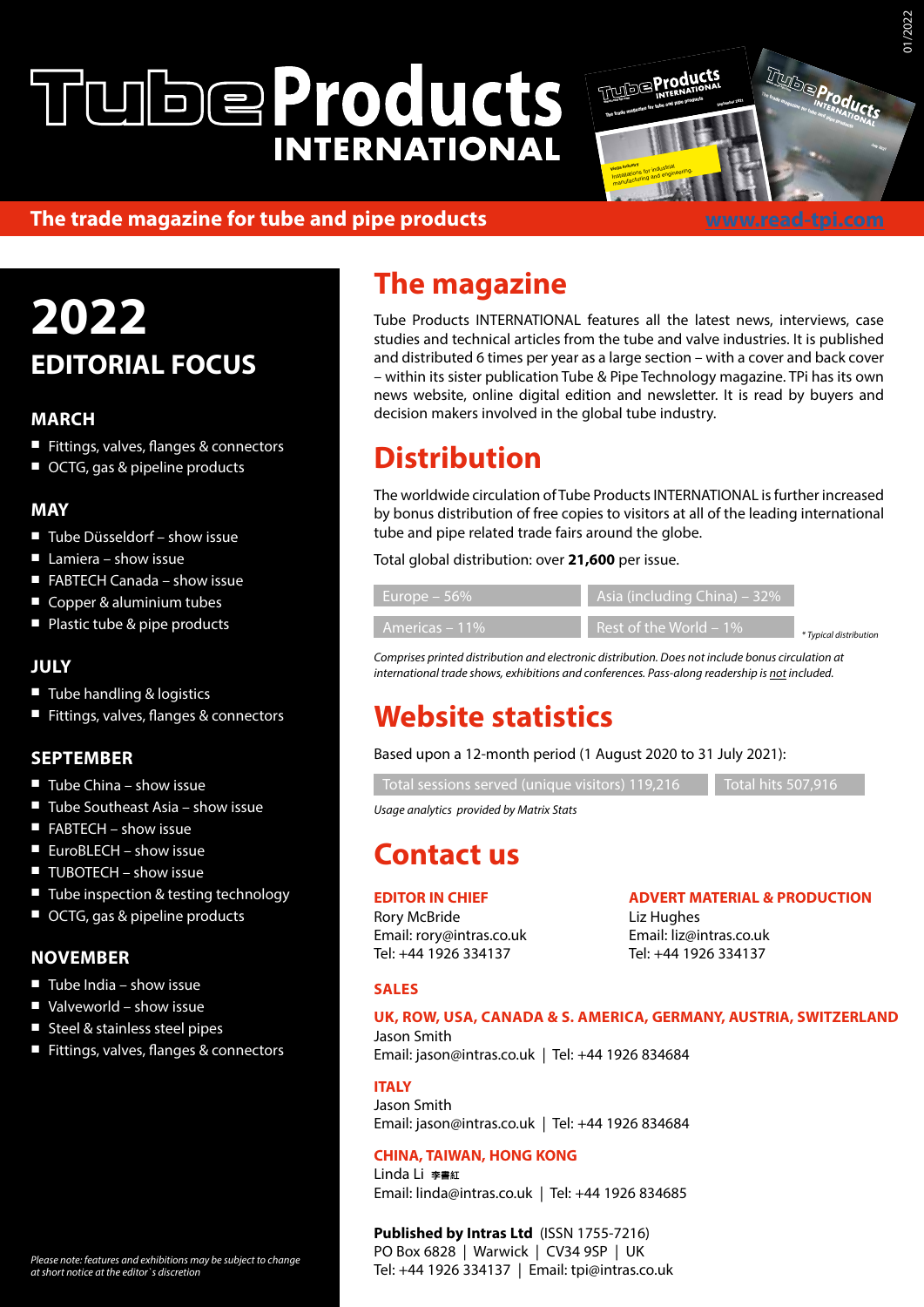# Tube Products INTERNATIONAL

**The trade magazine for tube and pipe products** www.read-tpi.com

## 2022 EDITORIAL FOCUS

### MARCH

- Fittings, valves, flanges & connectors
- OCTG, gas & pipeline products

### MAY

- Tube Düsseldorf – show issue
- Lamiera – show issue
- FABTECH Canada – show issue
- Copper & aluminium tubes
- Plastic tube & pipe products

### JULY

- Tube handling & logistics
- Fittings, valves, flanges & connectors

### SEPTEMBER

- Tube China – show issue
- Tube Southeast Asia – show issue
- FABTECH – show issue
- EuroBLECH – show issue
- TUBOTECH – show issue
- Tube inspection & testing technology
- OCTG, gas & pipeline products

### NOVEMBER

- Tube India – show issue
- Valveworld – show issue
- Steel & stainless steel pipes
- Fittings, valves, flanges & connectors

*Please note: features and exhibitions may be subject to change at short notice at the editor`s discretion*

## The magazine

Tube Products INTERNATIONAL features all the latest news, interviews, case studies and technical articles from the tube and valve industries. It is published and distributed 6 times per year as a large section – with a cover and back cover – within its sister publication Tube & Pipe Technology magazine. TPi has its own news website, online digital edition and newsletter. It is read by buyers and decision makers involved in the global tube industry.

## Distribution

The worldwide circulation of Tube Products INTERNATIONAL is further increased by bonus distribution of free copies to visitors at all of the leading international tube and pipe related trade fairs around the globe.

Total global distribution: over **21,600** per issue.

| | |
|---|---|
| Europe – 56% | Asia (including China) – 32% |
| Americas – 11% | Rest of the World – 1% |

*\* Typical distribution*

*Comprises printed distribution and electronic distribution. Does not include bonus circulation at international trade shows, exhibitions and conferences. Pass-along readership is not included.*

## Website statistics

Based upon a 12-month period (1 August 2020 to 31 July 2021):

| | |
|---|---|
| Total sessions served (unique visitors) 119,216 | Total hits 507,916 |

*Usage analytics provided by Matrix Stats*

## Contact us

**EDITOR IN CHIEF**
Rory McBride
Email: rory@intras.co.uk
Tel: +44 1926 334137

**ADVERT MATERIAL & PRODUCTION**
Liz Hughes
Email: liz@intras.co.uk
Tel: +44 1926 334137

**SALES**

**UK, ROW, USA, CANADA & S. AMERICA, GERMANY, AUSTRIA, SWITZERLAND**
Jason Smith
Email: jason@intras.co.uk | Tel: +44 1926 834684

**ITALY**
Jason Smith
Email: jason@intras.co.uk | Tel: +44 1926 834684

**CHINA, TAIWAN, HONG KONG**
Linda Li 李書紅
Email: linda@intras.co.uk | Tel: +44 1926 834685

**Published by Intras Ltd** (ISSN 1755-7216)
PO Box 6828 | Warwick | CV34 9SP | UK
Tel: +44 1926 334137 | Email: tpi@intras.co.uk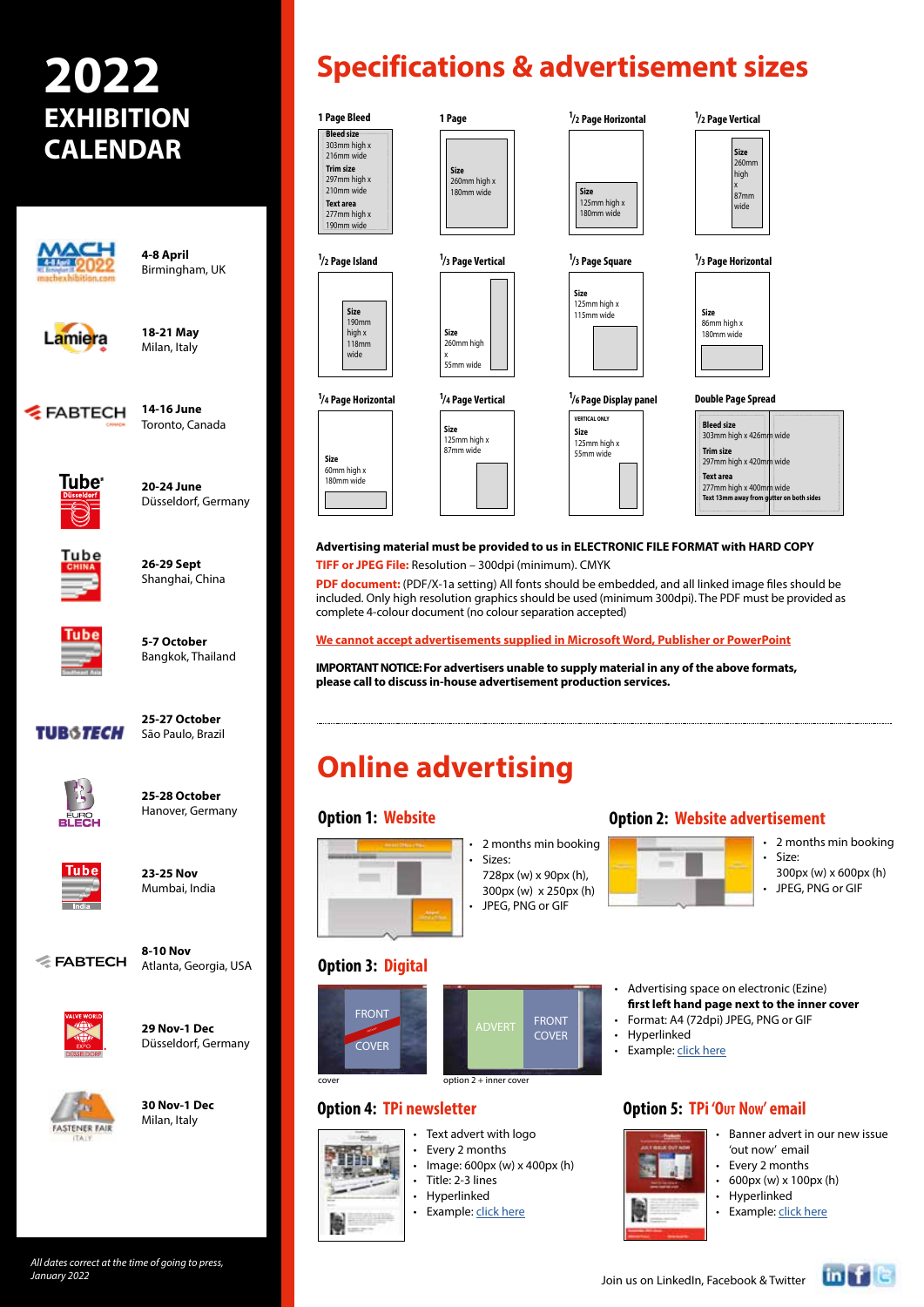# 2022 EXHIBITION CALENDAR

**4-8 April**
Birmingham, UK

**18-21 May**
Milan, Italy

**14-16 June**
Toronto, Canada

**20-24 June**
Düsseldorf, Germany

**26-29 Sept**
Shanghai, China

**5-7 October**
Bangkok, Thailand

**25-27 October**
São Paulo, Brazil

**25-28 October**
Hanover, Germany

**23-25 Nov**
Mumbai, India

**8-10 Nov**
Atlanta, Georgia, USA

**29 Nov-1 Dec**
Düsseldorf, Germany

**30 Nov-1 Dec**
Milan, Italy

*All dates correct at the time of going to press, January 2022*

# Specifications & advertisement sizes

**1 Page Bleed**
Bleed size: 303mm high x 216mm wide
Trim size: 297mm high x 210mm wide
Text area: 277mm high x 190mm wide

**1 Page**
Size: 260mm high x 180mm wide

**1/2 Page Horizontal**
Size: 125mm high x 180mm wide

**1/2 Page Vertical**
Size: 260mm high x 87mm wide

**1/2 Page Island**
Size: 190mm high x 118mm wide

**1/3 Page Vertical**
Size: 260mm high x 55mm wide

**1/3 Page Square**
Size: 125mm high x 115mm wide

**1/3 Page Horizontal**
Size: 86mm high x 180mm wide

**1/4 Page Horizontal**
Size: 60mm high x 180mm wide

**1/4 Page Vertical**
Size: 125mm high x 87mm wide

**1/6 Page Display panel**
VERTICAL ONLY
Size: 125mm high x 55mm wide

**Double Page Spread**
Bleed size: 303mm high x 426mm wide
Trim size: 297mm high x 420mm wide
Text area: 277mm high x 400mm wide
Text 13mm away from gutter on both sides

**Advertising material must be provided to us in ELECTRONIC FILE FORMAT with HARD COPY**

**TIFF or JPEG File:** Resolution – 300dpi (minimum). CMYK

**PDF document:** (PDF/X-1a setting) All fonts should be embedded, and all linked image files should be included. Only high resolution graphics should be used (minimum 300dpi). The PDF must be provided as complete 4-colour document (no colour separation accepted)

**We cannot accept advertisements supplied in Microsoft Word, Publisher or PowerPoint**

**IMPORTANT NOTICE: For advertisers unable to supply material in any of the above formats, please call to discuss in-house advertisement production services.**

# Online advertising

## Option 1: Website

- 2 months min booking
- Sizes:
  728px (w) x 90px (h),
  300px (w) x 250px (h)
- JPEG, PNG or GIF

## Option 2: Website advertisement

- 2 months min booking
- Size:
  300px (w) x 600px (h)
- JPEG, PNG or GIF

## Option 3: Digital

FRONT COVER

ADVERT | FRONT COVER

cover

option 2 + inner cover

- Advertising space on electronic (Ezine) **first left hand page next to the inner cover**
- Format: A4 (72dpi) JPEG, PNG or GIF
- Hyperlinked
- Example: click here

## Option 4: TPi newsletter

- Text advert with logo
- Every 2 months
- Image: 600px (w) x 400px (h)
- Title: 2-3 lines
- Hyperlinked
- Example: click here

## Option 5: TPi 'Out Now' email

- Banner advert in our new issue 'out now' email
- Every 2 months
- 600px (w) x 100px (h)
- Hyperlinked
- Example: click here

Join us on LinkedIn, Facebook & Twitter